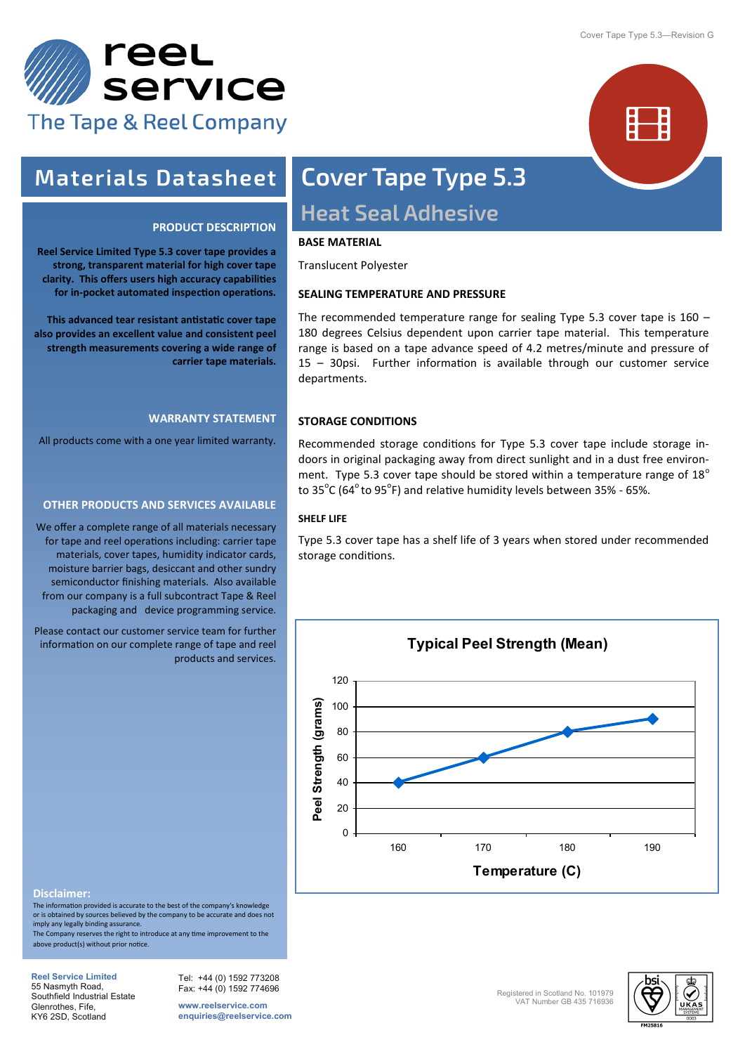# reel service

The Tape & Reel Company

## Materials Datasheet

# Cover Tape Type 5.3

## Heat Seal Adhesive

### PRODUCT DESCRIPTION

**Reel Service Limited Type 5.3 cover tape provides a strong, transparent material for high cover tape clarity. This offers users high accuracy capabilities for in-pocket automated inspection operations.**

**This advanced tear resistant antistatic cover tape also provides an excellent value and consistent peel strength measurements covering a wide range of carrier tape materials.**

### WARRANTY STATEMENT

All products come with a one year limited warranty.

### OTHER PRODUCTS AND SERVICES AVAILABLE

We offer a complete range of all materials necessary for tape and reel operations including: carrier tape materials, cover tapes, humidity indicator cards, moisture barrier bags, desiccant and other sundry semiconductor finishing materials. Also available from our company is a full subcontract Tape & Reel packaging and device programming service.

Please contact our customer service team for further information on our complete range of tape and reel products and services.

### BASE MATERIAL

Translucent Polyester

### SEALING TEMPERATURE AND PRESSURE

The recommended temperature range for sealing Type 5.3 cover tape is 160 – 180 degrees Celsius dependent upon carrier tape material. This temperature range is based on a tape advance speed of 4.2 metres/minute and pressure of 15 – 30psi. Further information is available through our customer service departments.

### STORAGE CONDITIONS

Recommended storage conditions for Type 5.3 cover tape include storage in-doors in original packaging away from direct sunlight and in a dust free environment. Type 5.3 cover tape should be stored within a temperature range of 18°C to 35°C (64°F to 95°F) and relative humidity levels between 35% - 65%.

### SHELF LIFE

Type 5.3 cover tape has a shelf life of 3 years when stored under recommended storage conditions.

**Typical Peel Strength (Mean)**

| Temperature (C) | Peel Strength (grams) |
|---|---|
| 160 | 40 |
| 170 | 60 |
| 180 | 80 |
| 190 | 90 |

**Disclaimer:**

The information provided is accurate to the best of the company's knowledge or is obtained by sources believed by the company to be accurate and does not imply any legally binding assurance.
The Company reserves the right to introduce at any time improvement to the above product(s) without prior notice.

**Reel Service Limited**
55 Nasmyth Road,
Southfield Industrial Estate
Glenrothes, Fife,
KY6 2SD, Scotland

Tel: +44 (0) 1592 773208
Fax: +44 (0) 1592 774696

www.reelservice.com
enquiries@reelservice.com

Registered in Scotland No. 101979
VAT Number GB 435 716936

FM25816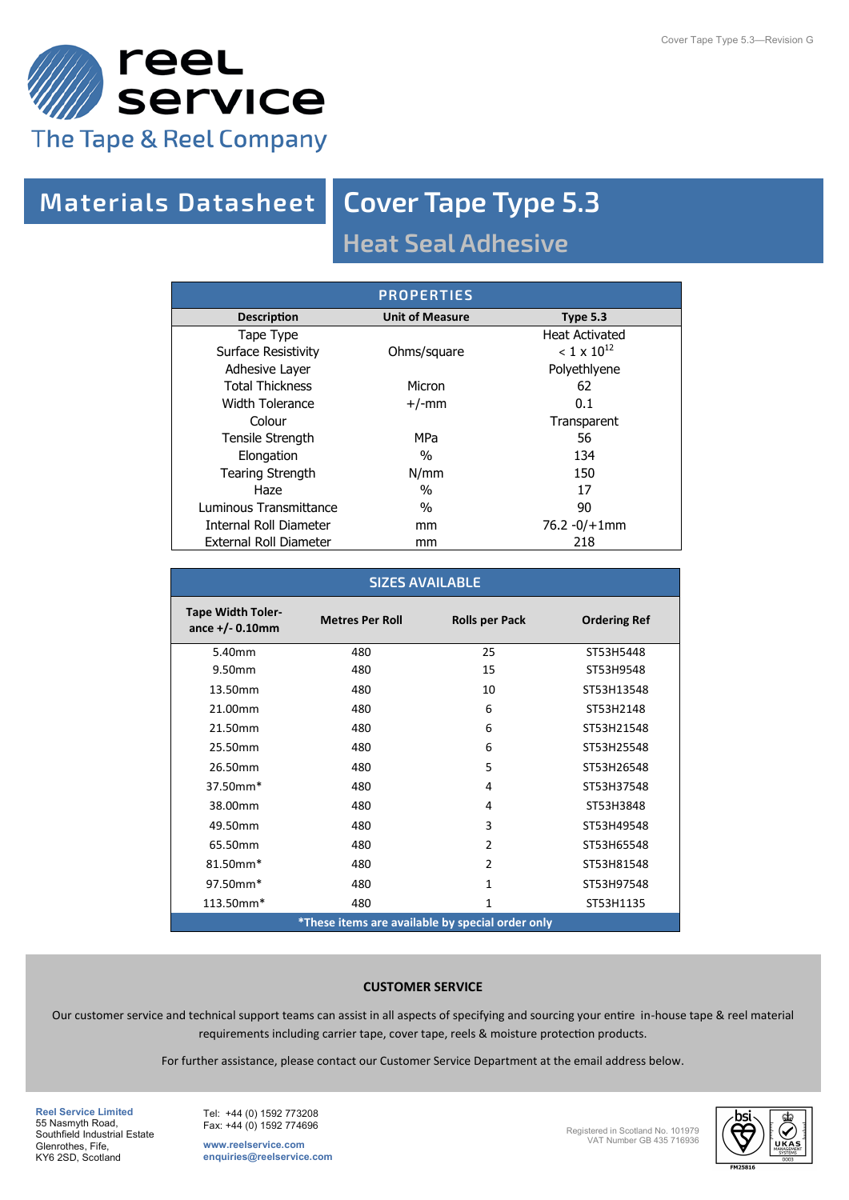# reel service

The Tape & Reel Company

## Materials Datasheet

# Cover Tape Type 5.3

## Heat Seal Adhesive

| PROPERTIES | | |
|---|---|---|
| **Description** | **Unit of Measure** | **Type 5.3** |
| Tape Type | | Heat Activated |
| Surface Resistivity | Ohms/square | < $1 \times 10^{12}$ |
| Adhesive Layer | | Polyethlyene |
| Total Thickness | Micron | 62 |
| Width Tolerance | +/-mm | 0.1 |
| Colour | | Transparent |
| Tensile Strength | MPa | 56 |
| Elongation | % | 134 |
| Tearing Strength | N/mm | 150 |
| Haze | % | 17 |
| Luminous Transmittance | % | 90 |
| Internal Roll Diameter | mm | 76.2 -0/+1mm |
| External Roll Diameter | mm | 218 |

| SIZES AVAILABLE | | | |
|---|---|---|---|
| **Tape Width Tolerance +/- 0.10mm** | **Metres Per Roll** | **Rolls per Pack** | **Ordering Ref** |
| 5.40mm | 480 | 25 | ST53H5448 |
| 9.50mm | 480 | 15 | ST53H9548 |
| 13.50mm | 480 | 10 | ST53H13548 |
| 21.00mm | 480 | 6 | ST53H2148 |
| 21.50mm | 480 | 6 | ST53H21548 |
| 25.50mm | 480 | 6 | ST53H25548 |
| 26.50mm | 480 | 5 | ST53H26548 |
| 37.50mm* | 480 | 4 | ST53H37548 |
| 38.00mm | 480 | 4 | ST53H3848 |
| 49.50mm | 480 | 3 | ST53H49548 |
| 65.50mm | 480 | 2 | ST53H65548 |
| 81.50mm* | 480 | 2 | ST53H81548 |
| 97.50mm* | 480 | 1 | ST53H97548 |
| 113.50mm* | 480 | 1 | ST53H1135 |

*These items are available by special order only

**CUSTOMER SERVICE**

Our customer service and technical support teams can assist in all aspects of specifying and sourcing your entire in-house tape & reel material requirements including carrier tape, cover tape, reels & moisture protection products.

For further assistance, please contact our Customer Service Department at the email address below.

**Reel Service Limited**
55 Nasmyth Road,
Southfield Industrial Estate
Glenrothes, Fife,
KY6 2SD, Scotland

Tel: +44 (0) 1592 773208
Fax: +44 (0) 1592 774696

**www.reelservice.com**
**enquiries@reelservice.com**

Registered in Scotland No. 101979
VAT Number GB 435 716936

FM25816